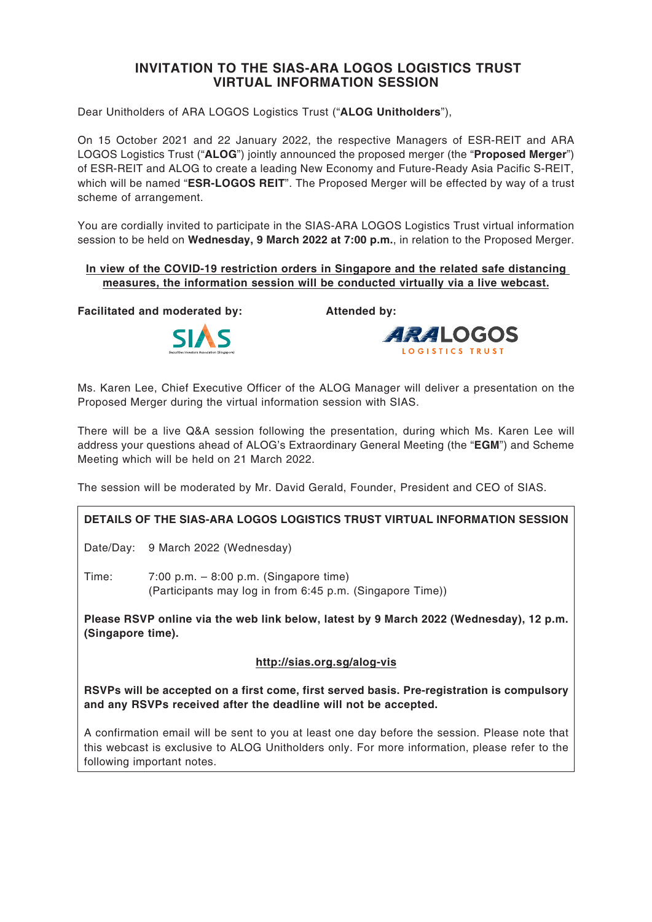# INVITATION TO THE SIAS-ARA LOGOS LOGISTICS TRUST VIRTUAL INFORMATION SESSION

Dear Unitholders of ARA LOGOS Logistics Trust ("**ALOG Unitholders**"),

On 15 October 2021 and 22 January 2022, the respective Managers of ESR-REIT and ARA LOGOS Logistics Trust ("**ALOG**") jointly announced the proposed merger (the "**Proposed Merger**") of ESR-REIT and ALOG to create a leading New Economy and Future-Ready Asia Pacific S-REIT, which will be named "**ESR-LOGOS REIT**". The Proposed Merger will be effected by way of a trust scheme of arrangement.

You are cordially invited to participate in the SIAS-ARA LOGOS Logistics Trust virtual information session to be held on **Wednesday, 9 March 2022 at 7:00 p.m.**, in relation to the Proposed Merger.

**In view of the COVID-19 restriction orders in Singapore and the related safe distancing measures, the information session will be conducted virtually via a live webcast.**

**Facilitated and moderated by:** SIAS

**Attended by:** ARA LOGOS Logistics Trust

Ms. Karen Lee, Chief Executive Officer of the ALOG Manager will deliver a presentation on the Proposed Merger during the virtual information session with SIAS.

There will be a live Q&A session following the presentation, during which Ms. Karen Lee will address your questions ahead of ALOG's Extraordinary General Meeting (the "**EGM**") and Scheme Meeting which will be held on 21 March 2022.

The session will be moderated by Mr. David Gerald, Founder, President and CEO of SIAS.

**DETAILS OF THE SIAS-ARA LOGOS LOGISTICS TRUST VIRTUAL INFORMATION SESSION**

Date/Day: 9 March 2022 (Wednesday)

Time: 7:00 p.m. – 8:00 p.m. (Singapore time)
(Participants may log in from 6:45 p.m. (Singapore Time))

**Please RSVP online via the web link below, latest by 9 March 2022 (Wednesday), 12 p.m. (Singapore time).**

**http://sias.org.sg/alog-vis**

**RSVPs will be accepted on a first come, first served basis. Pre-registration is compulsory and any RSVPs received after the deadline will not be accepted.**

A confirmation email will be sent to you at least one day before the session. Please note that this webcast is exclusive to ALOG Unitholders only. For more information, please refer to the following important notes.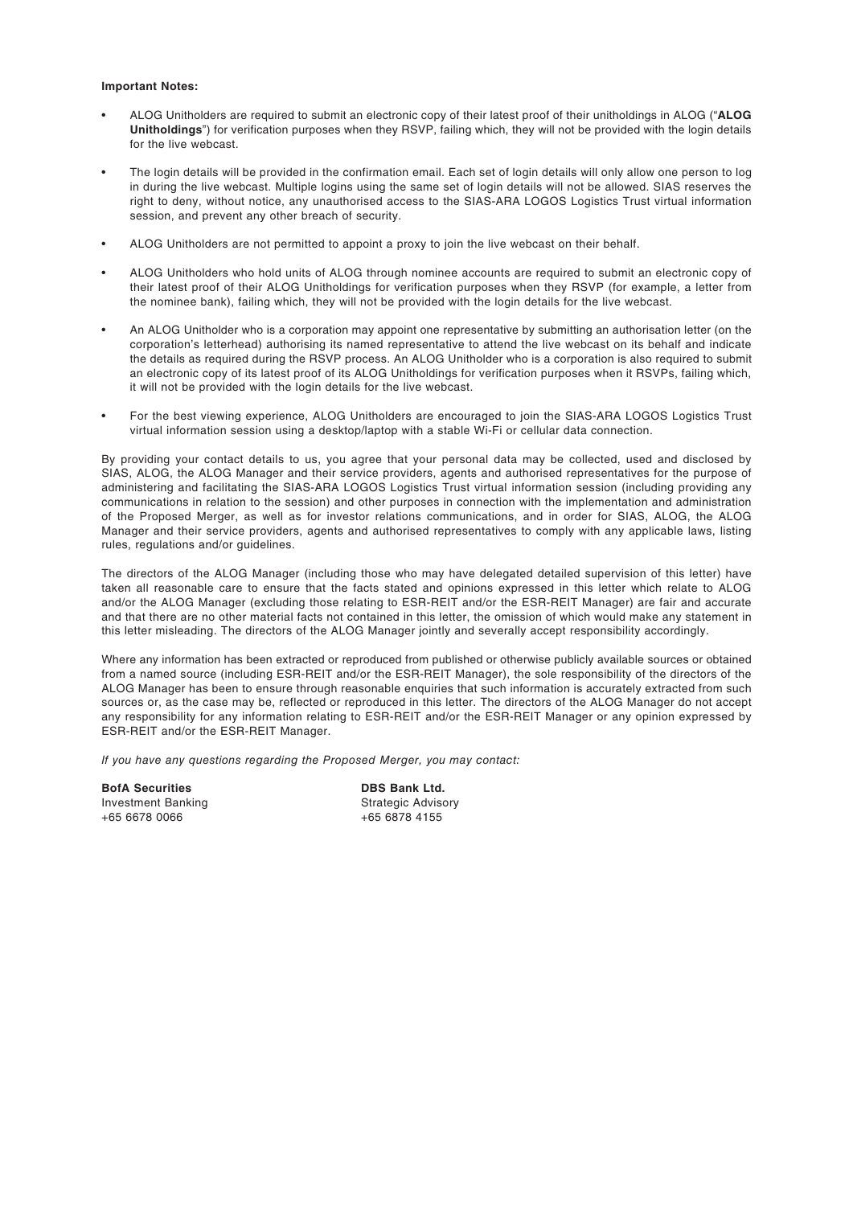**Important Notes:**

- ALOG Unitholders are required to submit an electronic copy of their latest proof of their unitholdings in ALOG ("**ALOG Unitholdings**") for verification purposes when they RSVP, failing which, they will not be provided with the login details for the live webcast.
- The login details will be provided in the confirmation email. Each set of login details will only allow one person to log in during the live webcast. Multiple logins using the same set of login details will not be allowed. SIAS reserves the right to deny, without notice, any unauthorised access to the SIAS-ARA LOGOS Logistics Trust virtual information session, and prevent any other breach of security.
- ALOG Unitholders are not permitted to appoint a proxy to join the live webcast on their behalf.
- ALOG Unitholders who hold units of ALOG through nominee accounts are required to submit an electronic copy of their latest proof of their ALOG Unitholdings for verification purposes when they RSVP (for example, a letter from the nominee bank), failing which, they will not be provided with the login details for the live webcast.
- An ALOG Unitholder who is a corporation may appoint one representative by submitting an authorisation letter (on the corporation's letterhead) authorising its named representative to attend the live webcast on its behalf and indicate the details as required during the RSVP process. An ALOG Unitholder who is a corporation is also required to submit an electronic copy of its latest proof of its ALOG Unitholdings for verification purposes when it RSVPs, failing which, it will not be provided with the login details for the live webcast.
- For the best viewing experience, ALOG Unitholders are encouraged to join the SIAS-ARA LOGOS Logistics Trust virtual information session using a desktop/laptop with a stable Wi-Fi or cellular data connection.

By providing your contact details to us, you agree that your personal data may be collected, used and disclosed by SIAS, ALOG, the ALOG Manager and their service providers, agents and authorised representatives for the purpose of administering and facilitating the SIAS-ARA LOGOS Logistics Trust virtual information session (including providing any communications in relation to the session) and other purposes in connection with the implementation and administration of the Proposed Merger, as well as for investor relations communications, and in order for SIAS, ALOG, the ALOG Manager and their service providers, agents and authorised representatives to comply with any applicable laws, listing rules, regulations and/or guidelines.

The directors of the ALOG Manager (including those who may have delegated detailed supervision of this letter) have taken all reasonable care to ensure that the facts stated and opinions expressed in this letter which relate to ALOG and/or the ALOG Manager (excluding those relating to ESR-REIT and/or the ESR-REIT Manager) are fair and accurate and that there are no other material facts not contained in this letter, the omission of which would make any statement in this letter misleading. The directors of the ALOG Manager jointly and severally accept responsibility accordingly.

Where any information has been extracted or reproduced from published or otherwise publicly available sources or obtained from a named source (including ESR-REIT and/or the ESR-REIT Manager), the sole responsibility of the directors of the ALOG Manager has been to ensure through reasonable enquiries that such information is accurately extracted from such sources or, as the case may be, reflected or reproduced in this letter. The directors of the ALOG Manager do not accept any responsibility for any information relating to ESR-REIT and/or the ESR-REIT Manager or any opinion expressed by ESR-REIT and/or the ESR-REIT Manager.

*If you have any questions regarding the Proposed Merger, you may contact:*

**BofA Securities**
Investment Banking
+65 6678 0066

**DBS Bank Ltd.**
Strategic Advisory
+65 6878 4155